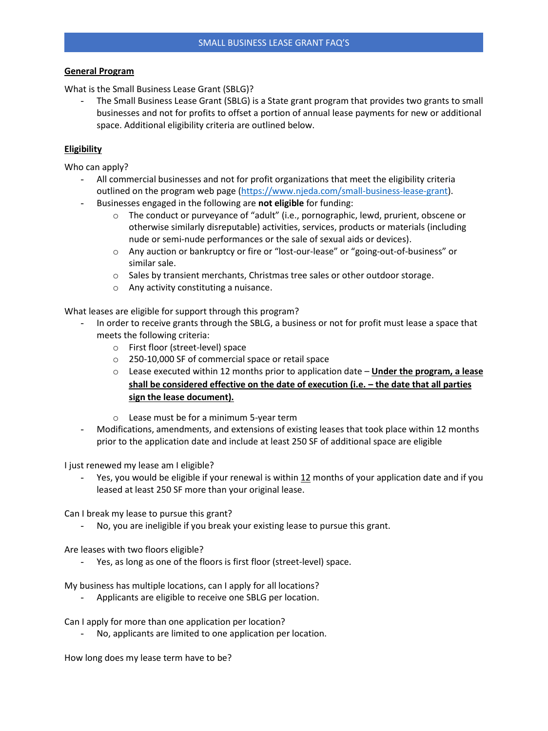# SMALL BUSINESS LEASE GRANT FAQ'S

## General Program

What is the Small Business Lease Grant (SBLG)?

- The Small Business Lease Grant (SBLG) is a State grant program that provides two grants to small businesses and not for profits to offset a portion of annual lease payments for new or additional space. Additional eligibility criteria are outlined below.

## Eligibility

Who can apply?

- All commercial businesses and not for profit organizations that meet the eligibility criteria outlined on the program web page (https://www.njeda.com/small-business-lease-grant).
- Businesses engaged in the following are **not eligible** for funding:
  - The conduct or purveyance of "adult" (i.e., pornographic, lewd, prurient, obscene or otherwise similarly disreputable) activities, services, products or materials (including nude or semi-nude performances or the sale of sexual aids or devices).
  - Any auction or bankruptcy or fire or "lost-our-lease" or "going-out-of-business" or similar sale.
  - Sales by transient merchants, Christmas tree sales or other outdoor storage.
  - Any activity constituting a nuisance.

What leases are eligible for support through this program?

- In order to receive grants through the SBLG, a business or not for profit must lease a space that meets the following criteria:
  - First floor (street-level) space
  - 250-10,000 SF of commercial space or retail space
  - Lease executed within 12 months prior to application date – **Under the program, a lease shall be considered effective on the date of execution (i.e. – the date that all parties sign the lease document).**
  - Lease must be for a minimum 5-year term
- Modifications, amendments, and extensions of existing leases that took place within 12 months prior to the application date and include at least 250 SF of additional space are eligible

I just renewed my lease am I eligible?

- Yes, you would be eligible if your renewal is within 12 months of your application date and if you leased at least 250 SF more than your original lease.

Can I break my lease to pursue this grant?

- No, you are ineligible if you break your existing lease to pursue this grant.

Are leases with two floors eligible?

- Yes, as long as one of the floors is first floor (street-level) space.

My business has multiple locations, can I apply for all locations?

- Applicants are eligible to receive one SBLG per location.

Can I apply for more than one application per location?

- No, applicants are limited to one application per location.

How long does my lease term have to be?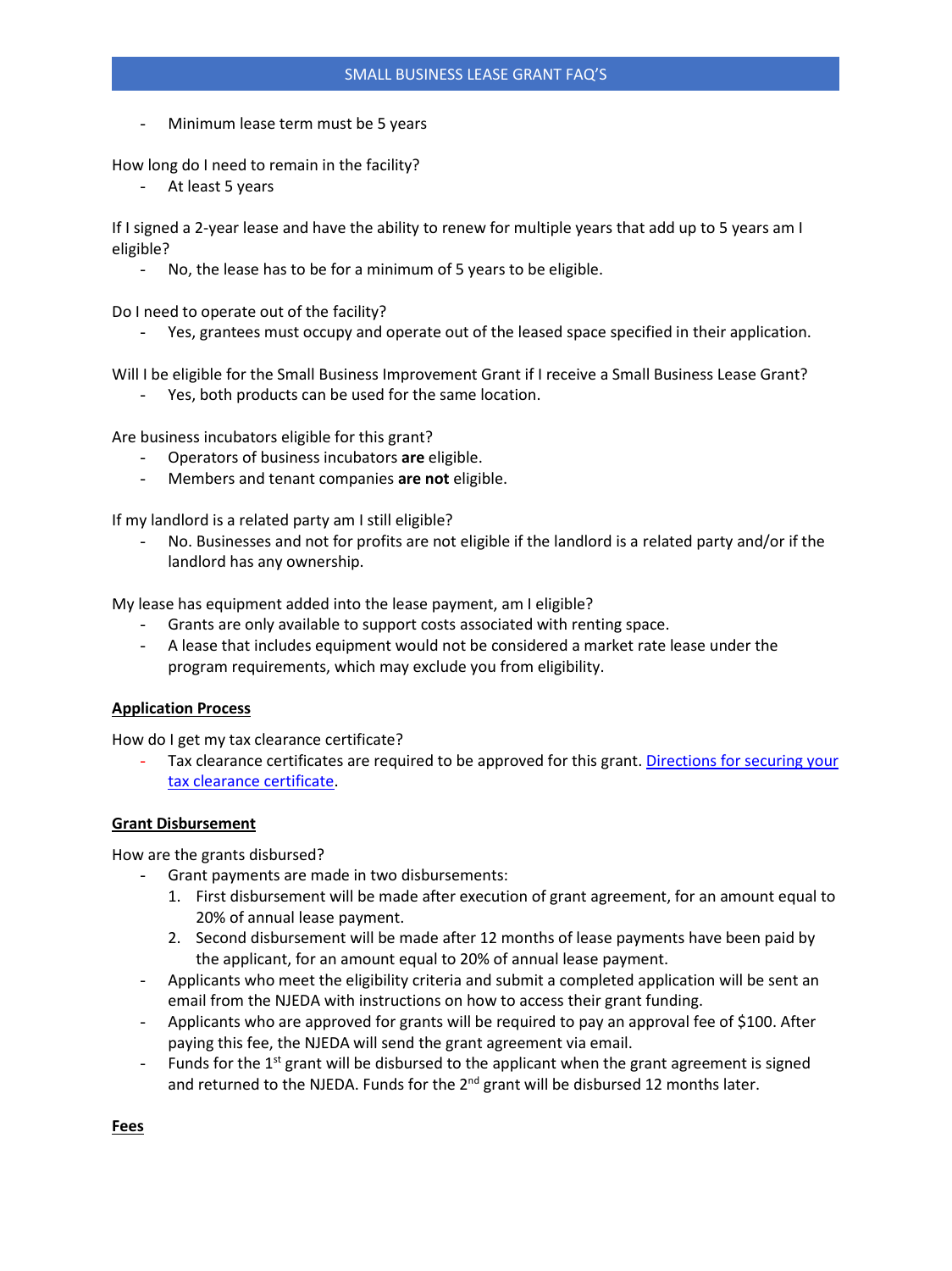- Minimum lease term must be 5 years

How long do I need to remain in the facility?

- At least 5 years

If I signed a 2-year lease and have the ability to renew for multiple years that add up to 5 years am I eligible?

- No, the lease has to be for a minimum of 5 years to be eligible.

Do I need to operate out of the facility?

- Yes, grantees must occupy and operate out of the leased space specified in their application.

Will I be eligible for the Small Business Improvement Grant if I receive a Small Business Lease Grant?

- Yes, both products can be used for the same location.

Are business incubators eligible for this grant?

- Operators of business incubators **are** eligible.
- Members and tenant companies **are not** eligible.

If my landlord is a related party am I still eligible?

- No. Businesses and not for profits are not eligible if the landlord is a related party and/or if the landlord has any ownership.

My lease has equipment added into the lease payment, am I eligible?

- Grants are only available to support costs associated with renting space.
- A lease that includes equipment would not be considered a market rate lease under the program requirements, which may exclude you from eligibility.

**Application Process**

How do I get my tax clearance certificate?

- Tax clearance certificates are required to be approved for this grant. [Directions for securing your tax clearance certificate](#).

**Grant Disbursement**

How are the grants disbursed?

- Grant payments are made in two disbursements:
  1. First disbursement will be made after execution of grant agreement, for an amount equal to 20% of annual lease payment.
  2. Second disbursement will be made after 12 months of lease payments have been paid by the applicant, for an amount equal to 20% of annual lease payment.
- Applicants who meet the eligibility criteria and submit a completed application will be sent an email from the NJEDA with instructions on how to access their grant funding.
- Applicants who are approved for grants will be required to pay an approval fee of $100. After paying this fee, the NJEDA will send the grant agreement via email.
- Funds for the 1st grant will be disbursed to the applicant when the grant agreement is signed and returned to the NJEDA. Funds for the 2nd grant will be disbursed 12 months later.

**Fees**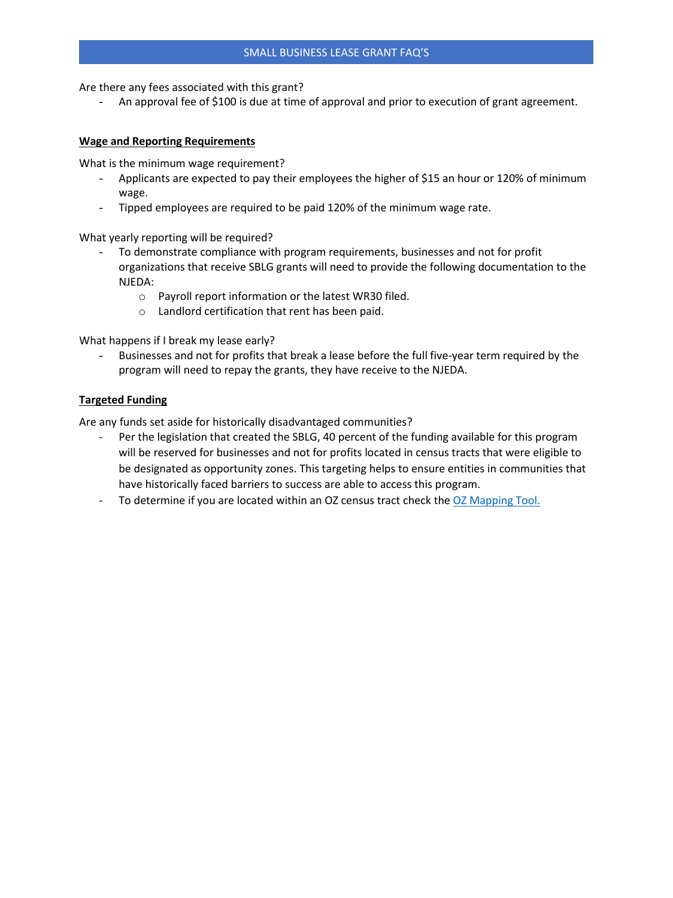Are there any fees associated with this grant?

- An approval fee of $100 is due at time of approval and prior to execution of grant agreement.

**Wage and Reporting Requirements**

What is the minimum wage requirement?

- Applicants are expected to pay their employees the higher of $15 an hour or 120% of minimum wage.
- Tipped employees are required to be paid 120% of the minimum wage rate.

What yearly reporting will be required?

- To demonstrate compliance with program requirements, businesses and not for profit organizations that receive SBLG grants will need to provide the following documentation to the NJEDA:
    - Payroll report information or the latest WR30 filed.
    - Landlord certification that rent has been paid.

What happens if I break my lease early?

- Businesses and not for profits that break a lease before the full five-year term required by the program will need to repay the grants, they have receive to the NJEDA.

**Targeted Funding**

Are any funds set aside for historically disadvantaged communities?

- Per the legislation that created the SBLG, 40 percent of the funding available for this program will be reserved for businesses and not for profits located in census tracts that were eligible to be designated as opportunity zones. This targeting helps to ensure entities in communities that have historically faced barriers to success are able to access this program.
- To determine if you are located within an OZ census tract check the OZ Mapping Tool.